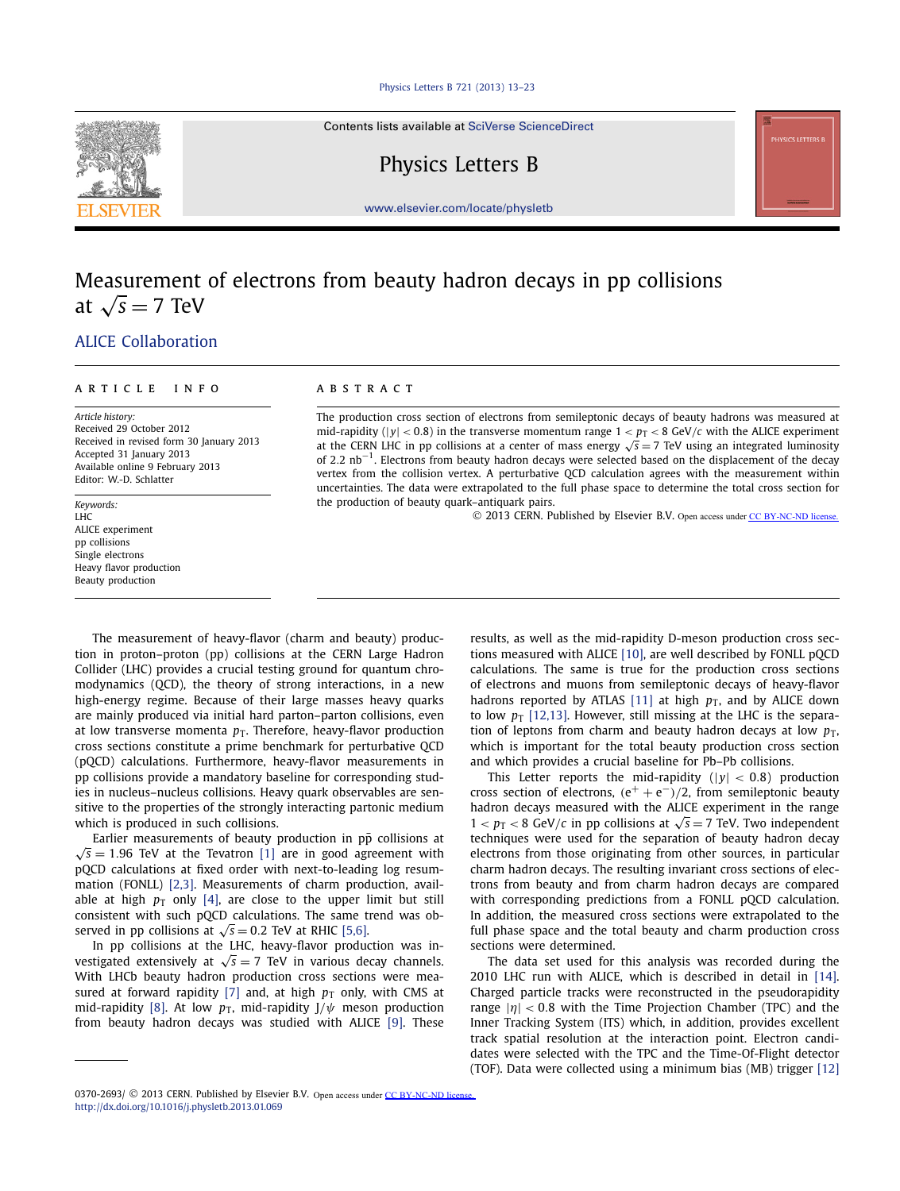# Measurement of electrons from beauty hadron decays in pp collisions at $\sqrt{s} = 7$ TeV

ALICE Collaboration

## ARTICLE INFO

*Article history:*
Received 29 October 2012
Received in revised form 30 January 2013
Accepted 31 January 2013
Available online 9 February 2013
Editor: W.-D. Schlatter

*Keywords:*
LHC
ALICE experiment
pp collisions
Single electrons
Heavy flavor production
Beauty production

## ABSTRACT

The production cross section of electrons from semileptonic decays of beauty hadrons was measured at mid-rapidity ($|y| < 0.8$) in the transverse momentum range $1 < p_T < 8$ GeV/$c$ with the ALICE experiment at the CERN LHC in pp collisions at a center of mass energy $\sqrt{s} = 7$ TeV using an integrated luminosity of 2.2 $\text{nb}^{-1}$. Electrons from beauty hadron decays were selected based on the displacement of the decay vertex from the collision vertex. A perturbative QCD calculation agrees with the measurement within uncertainties. The data were extrapolated to the full phase space to determine the total cross section for the production of beauty quark–antiquark pairs.

© 2013 CERN. Published by Elsevier B.V. Open access under CC BY-NC-ND license.

The measurement of heavy-flavor (charm and beauty) production in proton–proton (pp) collisions at the CERN Large Hadron Collider (LHC) provides a crucial testing ground for quantum chromodynamics (QCD), the theory of strong interactions, in a new high-energy regime. Because of their large masses heavy quarks are mainly produced via initial hard parton–parton collisions, even at low transverse momenta $p_T$. Therefore, heavy-flavor production cross sections constitute a prime benchmark for perturbative QCD (pQCD) calculations. Furthermore, heavy-flavor measurements in pp collisions provide a mandatory baseline for corresponding studies in nucleus–nucleus collisions. Heavy quark observables are sensitive to the properties of the strongly interacting partonic medium which is produced in such collisions.

Earlier measurements of beauty production in $p\bar{p}$ collisions at $\sqrt{s} = 1.96$ TeV at the Tevatron [1] are in good agreement with pQCD calculations at fixed order with next-to-leading log resummation (FONLL) [2,3]. Measurements of charm production, available at high $p_T$ only [4], are close to the upper limit but still consistent with such pQCD calculations. The same trend was observed in pp collisions at $\sqrt{s} = 0.2$ TeV at RHIC [5,6].

In pp collisions at the LHC, heavy-flavor production was investigated extensively at $\sqrt{s} = 7$ TeV in various decay channels. With LHCb beauty hadron production cross sections were measured at forward rapidity [7] and, at high $p_T$ only, with CMS at mid-rapidity [8]. At low $p_T$, mid-rapidity J/$\psi$ meson production from beauty hadron decays was studied with ALICE [9]. These results, as well as the mid-rapidity D-meson production cross sections measured with ALICE [10], are well described by FONLL pQCD calculations. The same is true for the production cross sections of electrons and muons from semileptonic decays of heavy-flavor hadrons reported by ATLAS [11] at high $p_T$, and by ALICE down to low $p_T$ [12,13]. However, still missing at the LHC is the separation of leptons from charm and beauty hadron decays at low $p_T$, which is important for the total beauty production cross section and which provides a crucial baseline for Pb–Pb collisions.

This Letter reports the mid-rapidity ($|y| < 0.8$) production cross section of electrons, $(e^+ + e^-)/2$, from semileptonic beauty hadron decays measured with the ALICE experiment in the range $1 < p_T < 8$ GeV/$c$ in pp collisions at $\sqrt{s} = 7$ TeV. Two independent techniques were used for the separation of beauty hadron decay electrons from those originating from other sources, in particular charm hadron decays. The resulting invariant cross sections of electrons from beauty and from charm hadron decays are compared with corresponding predictions from a FONLL pQCD calculation. In addition, the measured cross sections were extrapolated to the full phase space and the total beauty and charm production cross sections were determined.

The data set used for this analysis was recorded during the 2010 LHC run with ALICE, which is described in detail in [14]. Charged particle tracks were reconstructed in the pseudorapidity range $|\eta| < 0.8$ with the Time Projection Chamber (TPC) and the Inner Tracking System (ITS) which, in addition, provides excellent track spatial resolution at the interaction point. Electron candidates were selected with the TPC and the Time-Of-Flight detector (TOF). Data were collected using a minimum bias (MB) trigger [12]

0370-2693/ © 2013 CERN. Published by Elsevier B.V. Open access under CC BY-NC-ND license.
http://dx.doi.org/10.1016/j.physletb.2013.01.069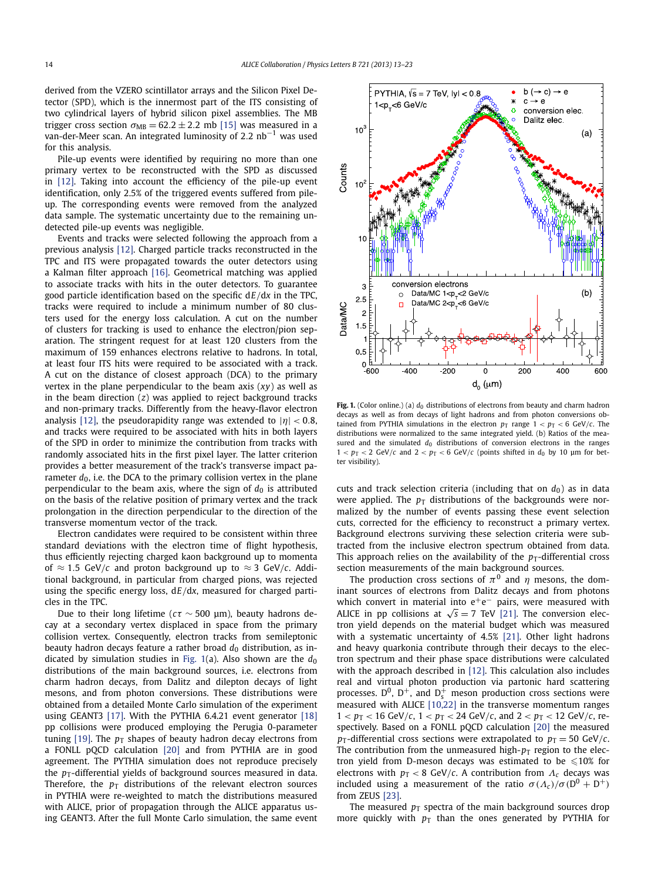derived from the VZERO scintillator arrays and the Silicon Pixel Detector (SPD), which is the innermost part of the ITS consisting of two cylindrical layers of hybrid silicon pixel assemblies. The MB trigger cross section $\sigma_{\rm MB} = 62.2 \pm 2.2$ mb [15] was measured in a van-der-Meer scan. An integrated luminosity of 2.2 nb$^{-1}$ was used for this analysis.

Pile-up events were identified by requiring no more than one primary vertex to be reconstructed with the SPD as discussed in [12]. Taking into account the efficiency of the pile-up event identification, only 2.5% of the triggered events suffered from pile-up. The corresponding events were removed from the analyzed data sample. The systematic uncertainty due to the remaining undetected pile-up events was negligible.

Events and tracks were selected following the approach from a previous analysis [12]. Charged particle tracks reconstructed in the TPC and ITS were propagated towards the outer detectors using a Kalman filter approach [16]. Geometrical matching was applied to associate tracks with hits in the outer detectors. To guarantee good particle identification based on the specific d$E$/d$x$ in the TPC, tracks were required to include a minimum number of 80 clusters used for the energy loss calculation. A cut on the number of clusters for tracking is used to enhance the electron/pion separation. The stringent request for at least 120 clusters from the maximum of 159 enhances electrons relative to hadrons. In total, at least four ITS hits were required to be associated with a track. A cut on the distance of closest approach (DCA) to the primary vertex in the plane perpendicular to the beam axis ($xy$) as well as in the beam direction ($z$) was applied to reject background tracks and non-primary tracks. Differently from the heavy-flavor electron analysis [12], the pseudorapidity range was extended to $|\eta| < 0.8$, and tracks were required to be associated with hits in both layers of the SPD in order to minimize the contribution from tracks with randomly associated hits in the first pixel layer. The latter criterion provides a better measurement of the track's transverse impact parameter $d_0$, i.e. the DCA to the primary collision vertex in the plane perpendicular to the beam axis, where the sign of $d_0$ is attributed on the basis of the relative position of primary vertex and the track prolongation in the direction perpendicular to the direction of the transverse momentum vector of the track.

Electron candidates were required to be consistent within three standard deviations with the electron time of flight hypothesis, thus efficiently rejecting charged kaon background up to momenta of $\approx 1.5$ GeV/$c$ and proton background up to $\approx 3$ GeV/$c$. Additional background, in particular from charged pions, was rejected using the specific energy loss, d$E$/d$x$, measured for charged particles in the TPC.

Due to their long lifetime ($c\tau \sim 500$ μm), beauty hadrons decay at a secondary vertex displaced in space from the primary collision vertex. Consequently, electron tracks from semileptonic beauty hadron decays feature a rather broad $d_0$ distribution, as indicated by simulation studies in Fig. 1(a). Also shown are the $d_0$ distributions of the main background sources, i.e. electrons from charm hadron decays, from Dalitz and dilepton decays of light mesons, and from photon conversions. These distributions were obtained from a detailed Monte Carlo simulation of the experiment using GEANT3 [17]. With the PYTHIA 6.4.21 event generator [18] pp collisions were produced employing the Perugia 0-parameter tuning [19]. The $p_{\rm T}$ shapes of beauty hadron decay electrons from a FONLL pQCD calculation [20] and from PYTHIA are in good agreement. The PYTHIA simulation does not reproduce precisely the $p_{\rm T}$-differential yields of background sources measured in data. Therefore, the $p_{\rm T}$ distributions of the relevant electron sources in PYTHIA were re-weighted to match the distributions measured with ALICE, prior of propagation through the ALICE apparatus using GEANT3. After the full Monte Carlo simulation, the same event

**Fig. 1.** (Color online.) (a) $d_0$ distributions of electrons from beauty and charm hadron decays as well as from decays of light hadrons and from photon conversions obtained from PYTHIA simulations in the electron $p_{\rm T}$ range $1 < p_{\rm T} < 6$ GeV/$c$. The distributions were normalized to the same integrated yield. (b) Ratios of the measured and the simulated $d_0$ distributions of conversion electrons in the ranges $1 < p_{\rm T} < 2$ GeV/$c$ and $2 < p_{\rm T} < 6$ GeV/$c$ (points shifted in $d_0$ by 10 μm for better visibility).

cuts and track selection criteria (including that on $d_0$) as in data were applied. The $p_{\rm T}$ distributions of the backgrounds were normalized by the number of events passing these event selection cuts, corrected for the efficiency to reconstruct a primary vertex. Background electrons surviving these selection criteria were subtracted from the inclusive electron spectrum obtained from data. This approach relies on the availability of the $p_{\rm T}$-differential cross section measurements of the main background sources.

The production cross sections of $\pi^0$ and $\eta$ mesons, the dominant sources of electrons from Dalitz decays and from photons which convert in material into $e^+e^-$ pairs, were measured with ALICE in pp collisions at $\sqrt{s} = 7$ TeV [21]. The conversion electron yield depends on the material budget which was measured with a systematic uncertainty of 4.5% [21]. Other light hadrons and heavy quarkonia contribute through their decays to the electron spectrum and their phase space distributions were calculated with the approach described in [12]. This calculation also includes real and virtual photon production via partonic hard scattering processes. $D^0$, $D^+$, and $D_s^+$ meson production cross sections were measured with ALICE [10,22] in the transverse momentum ranges $1 < p_{\rm T} < 16$ GeV/$c$, $1 < p_{\rm T} < 24$ GeV/$c$, and $2 < p_{\rm T} < 12$ GeV/$c$, respectively. Based on a FONLL pQCD calculation [20] the measured $p_{\rm T}$-differential cross sections were extrapolated to $p_{\rm T} = 50$ GeV/$c$. The contribution from the unmeasured high-$p_{\rm T}$ region to the electron yield from D-meson decays was estimated to be $\leqslant 10$% for electrons with $p_{\rm T} < 8$ GeV/$c$. A contribution from $\Lambda_c$ decays was included using a measurement of the ratio $\sigma(\Lambda_c)/\sigma(D^0 + D^+)$ from ZEUS [23].

The measured $p_{\rm T}$ spectra of the main background sources drop more quickly with $p_{\rm T}$ than the ones generated by PYTHIA for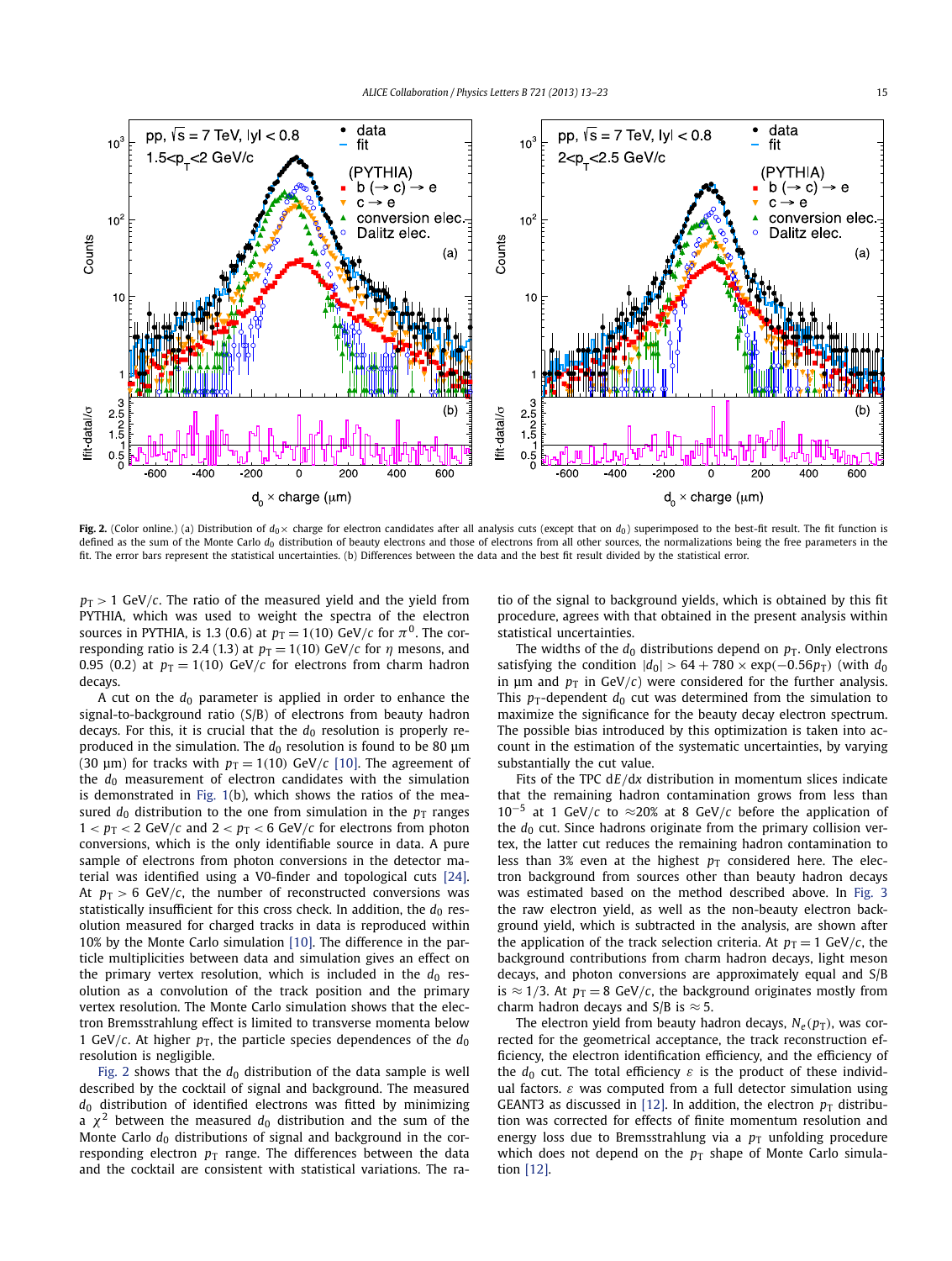Fig. 2. (Color online.) (a) Distribution of $d_0 \times$ charge for electron candidates after all analysis cuts (except that on $d_0$) superimposed to the best-fit result. The fit function is defined as the sum of the Monte Carlo $d_0$ distribution of beauty electrons and those of electrons from all other sources, the normalizations being the free parameters in the fit. The error bars represent the statistical uncertainties. (b) Differences between the data and the best fit result divided by the statistical error.

$p_T > 1$ GeV/$c$. The ratio of the measured yield and the yield from PYTHIA, which was used to weight the spectra of the electron sources in PYTHIA, is 1.3 (0.6) at $p_T = 1(10)$ GeV/$c$ for $\pi^0$. The corresponding ratio is 2.4 (1.3) at $p_T = 1(10)$ GeV/$c$ for $\eta$ mesons, and 0.95 (0.2) at $p_T = 1(10)$ GeV/$c$ for electrons from charm hadron decays.

A cut on the $d_0$ parameter is applied in order to enhance the signal-to-background ratio (S/B) of electrons from beauty hadron decays. For this, it is crucial that the $d_0$ resolution is properly reproduced in the simulation. The $d_0$ resolution is found to be 80 μm (30 μm) for tracks with $p_T = 1(10)$ GeV/$c$ [10]. The agreement of the $d_0$ measurement of electron candidates with the simulation is demonstrated in Fig. 1(b), which shows the ratios of the measured $d_0$ distribution to the one from simulation in the $p_T$ ranges $1 < p_T < 2$ GeV/$c$ and $2 < p_T < 6$ GeV/$c$ for electrons from photon conversions, which is the only identifiable source in data. A pure sample of electrons from photon conversions in the detector material was identified using a V0-finder and topological cuts [24]. At $p_T > 6$ GeV/$c$, the number of reconstructed conversions was statistically insufficient for this cross check. In addition, the $d_0$ resolution measured for charged tracks in data is reproduced within 10% by the Monte Carlo simulation [10]. The difference in the particle multiplicities between data and simulation gives an effect on the primary vertex resolution, which is included in the $d_0$ resolution as a convolution of the track position and the primary vertex resolution. The Monte Carlo simulation shows that the electron Bremsstrahlung effect is limited to transverse momenta below 1 GeV/$c$. At higher $p_T$, the particle species dependences of the $d_0$ resolution is negligible.

Fig. 2 shows that the $d_0$ distribution of the data sample is well described by the cocktail of signal and background. The measured $d_0$ distribution of identified electrons was fitted by minimizing a $\chi^2$ between the measured $d_0$ distribution and the sum of the Monte Carlo $d_0$ distributions of signal and background in the corresponding electron $p_T$ range. The differences between the data and the cocktail are consistent with statistical variations. The ratio of the signal to background yields, which is obtained by this fit procedure, agrees with that obtained in the present analysis within statistical uncertainties.

The widths of the $d_0$ distributions depend on $p_T$. Only electrons satisfying the condition $|d_0| > 64 + 780 \times \exp(-0.56 p_T)$ (with $d_0$ in μm and $p_T$ in GeV/$c$) were considered for the further analysis. This $p_T$-dependent $d_0$ cut was determined from the simulation to maximize the significance for the beauty decay electron spectrum. The possible bias introduced by this optimization is taken into account in the estimation of the systematic uncertainties, by varying substantially the cut value.

Fits of the TPC d$E$/d$x$ distribution in momentum slices indicate that the remaining hadron contamination grows from less than $10^{-5}$ at 1 GeV/$c$ to $\approx$20% at 8 GeV/$c$ before the application of the $d_0$ cut. Since hadrons originate from the primary collision vertex, the latter cut reduces the remaining hadron contamination to less than 3% even at the highest $p_T$ considered here. The electron background from sources other than beauty hadron decays was estimated based on the method described above. In Fig. 3 the raw electron yield, as well as the non-beauty electron background yield, which is subtracted in the analysis, are shown after the application of the track selection criteria. At $p_T = 1$ GeV/$c$, the background contributions from charm hadron decays, light meson decays, and photon conversions are approximately equal and S/B is $\approx 1/3$. At $p_T = 8$ GeV/$c$, the background originates mostly from charm hadron decays and S/B is $\approx 5$.

The electron yield from beauty hadron decays, $N_e(p_T)$, was corrected for the geometrical acceptance, the track reconstruction efficiency, the electron identification efficiency, and the efficiency of the $d_0$ cut. The total efficiency $\varepsilon$ is the product of these individual factors. $\varepsilon$ was computed from a full detector simulation using GEANT3 as discussed in [12]. In addition, the electron $p_T$ distribution was corrected for effects of finite momentum resolution and energy loss due to Bremsstrahlung via a $p_T$ unfolding procedure which does not depend on the $p_T$ shape of Monte Carlo simulation [12].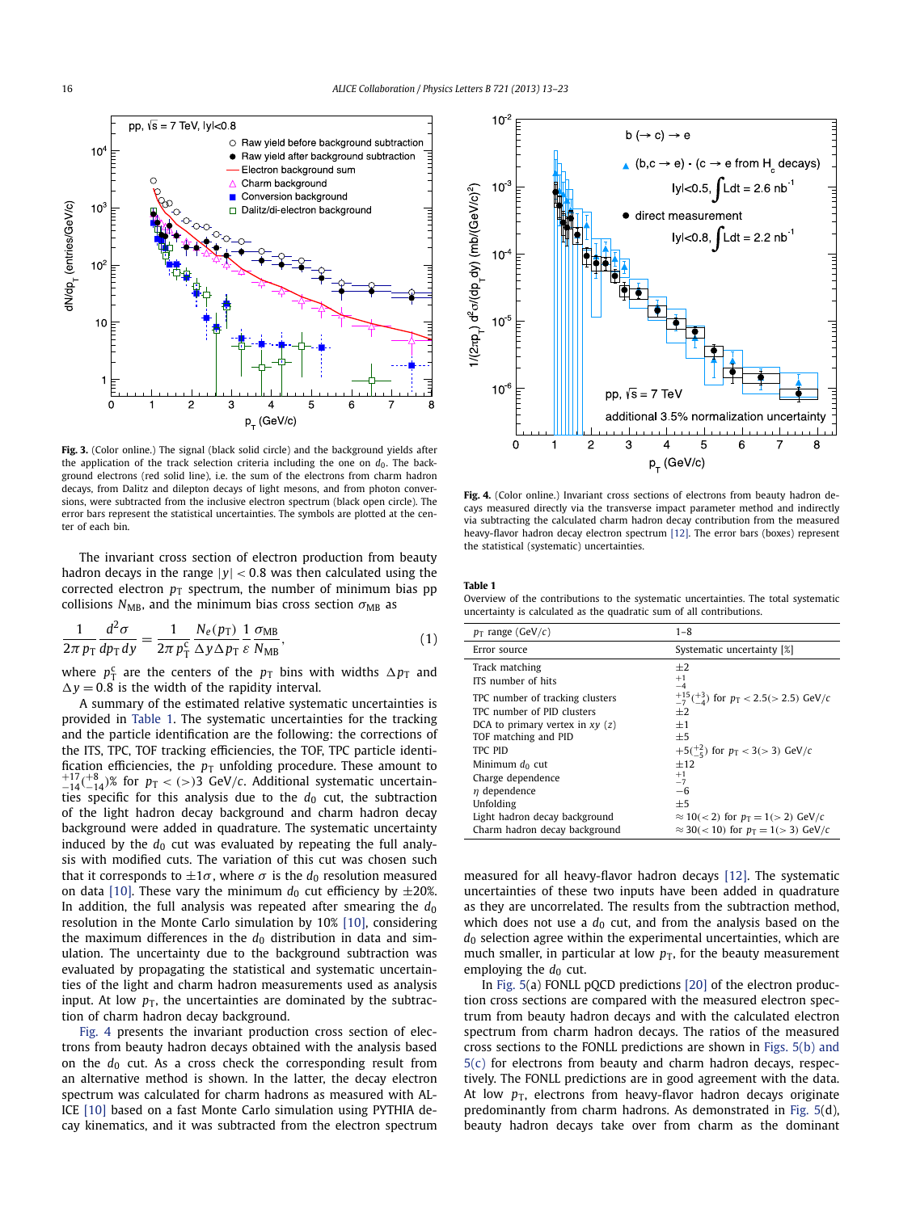**Fig. 3.** (Color online.) The signal (black solid circle) and the background yields after the application of the track selection criteria including the one on $d_0$. The background electrons (red solid line), i.e. the sum of the electrons from charm hadron decays, from Dalitz and dilepton decays of light mesons, and from photon conversions, were subtracted from the inclusive electron spectrum (black open circle). The error bars represent the statistical uncertainties. The symbols are plotted at the center of each bin.

The invariant cross section of electron production from beauty hadron decays in the range $|y| < 0.8$ was then calculated using the corrected electron $p_T$ spectrum, the number of minimum bias pp collisions $N_{MB}$, and the minimum bias cross section $\sigma_{MB}$ as

$$\frac{1}{2\pi\, p_T}\frac{d^2\sigma}{dp_T\,dy} = \frac{1}{2\pi\, p_T^c}\frac{N_e(p_T)}{\Delta y \Delta p_T}\frac{1}{\varepsilon}\frac{\sigma_{MB}}{N_{MB}}, \tag{1}$$

where $p_T^c$ are the centers of the $p_T$ bins with widths $\Delta p_T$ and $\Delta y = 0.8$ is the width of the rapidity interval.

A summary of the estimated relative systematic uncertainties is provided in Table 1. The systematic uncertainties for the tracking and the particle identification are the following: the corrections of the ITS, TPC, TOF tracking efficiencies, the TOF, TPC particle identification efficiencies, the $p_T$ unfolding procedure. These amount to $^{+17}_{-14}(^{+8}_{-14})$% for $p_T < (>) 3$ GeV/$c$. Additional systematic uncertainties specific for this analysis due to the $d_0$ cut, the subtraction of the light hadron decay background and charm hadron decay background were added in quadrature. The systematic uncertainty induced by the $d_0$ cut was evaluated by repeating the full analysis with modified cuts. The variation of this cut was chosen such that it corresponds to $\pm 1\sigma$, where $\sigma$ is the $d_0$ resolution measured on data [10]. These vary the minimum $d_0$ cut efficiency by $\pm 20$%. In addition, the full analysis was repeated after smearing the $d_0$ resolution in the Monte Carlo simulation by 10% [10], considering the maximum differences in the $d_0$ distribution in data and simulation. The uncertainty due to the background subtraction was evaluated by propagating the statistical and systematic uncertainties of the light and charm hadron measurements used as analysis input. At low $p_T$, the uncertainties are dominated by the subtraction of charm hadron decay background.

Fig. 4 presents the invariant production cross section of electrons from beauty hadron decays obtained with the analysis based on the $d_0$ cut. As a cross check the corresponding result from an alternative method is shown. In the latter, the decay electron spectrum was calculated for charm hadrons as measured with ALICE [10] based on a fast Monte Carlo simulation using PYTHIA decay kinematics, and it was subtracted from the electron spectrum measured for all heavy-flavor hadron decays [12]. The systematic uncertainties of these two inputs have been added in quadrature as they are uncorrelated. The results from the subtraction method, which does not use a $d_0$ cut, and from the analysis based on the $d_0$ selection agree within the experimental uncertainties, which are much smaller, in particular at low $p_T$, for the beauty measurement employing the $d_0$ cut.

**Fig. 4.** (Color online.) Invariant cross sections of electrons from beauty hadron decays measured directly via the transverse impact parameter method and indirectly via subtracting the calculated charm hadron decay contribution from the measured heavy-flavor hadron decay electron spectrum [12]. The error bars (boxes) represent the statistical (systematic) uncertainties.

**Table 1**
Overview of the contributions to the systematic uncertainties. The total systematic uncertainty is calculated as the quadratic sum of all contributions.

| $p_T$ range (GeV/$c$) | 1–8 |
|---|---|
| Error source | Systematic uncertainty [%] |
| Track matching | $\pm 2$ |
| ITS number of hits | $^{+1}_{-4}$ |
| TPC number of tracking clusters | $^{+15}_{-7}(^{+3}_{-4})$ for $p_T < 2.5 (> 2.5)$ GeV/$c$ |
| TPC number of PID clusters | $\pm 2$ |
| DCA to primary vertex in $xy$ ($z$) | $\pm 1$ |
| TOF matching and PID | $\pm 5$ |
| TPC PID | $+5(^{+2}_{-5})$ for $p_T < 3 (> 3)$ GeV/$c$ |
| Minimum $d_0$ cut | $\pm 12$ |
| Charge dependence | $^{+1}_{-7}$ |
| $\eta$ dependence | $-6$ |
| Unfolding | $\pm 5$ |
| Light hadron decay background | $\approx 10 (< 2)$ for $p_T = 1 (> 2)$ GeV/$c$ |
| Charm hadron decay background | $\approx 30 (< 10)$ for $p_T = 1 (> 3)$ GeV/$c$ |

In Fig. 5(a) FONLL pQCD predictions [20] of the electron production cross sections are compared with the measured electron spectrum from beauty hadron decays and with the calculated electron spectrum from charm hadron decays. The ratios of the measured cross sections to the FONLL predictions are shown in Figs. 5(b) and 5(c) for electrons from beauty and charm hadron decays, respectively. The FONLL predictions are in good agreement with the data. At low $p_T$, electrons from heavy-flavor hadron decays originate predominantly from charm hadrons. As demonstrated in Fig. 5(d), beauty hadron decays take over from charm as the dominant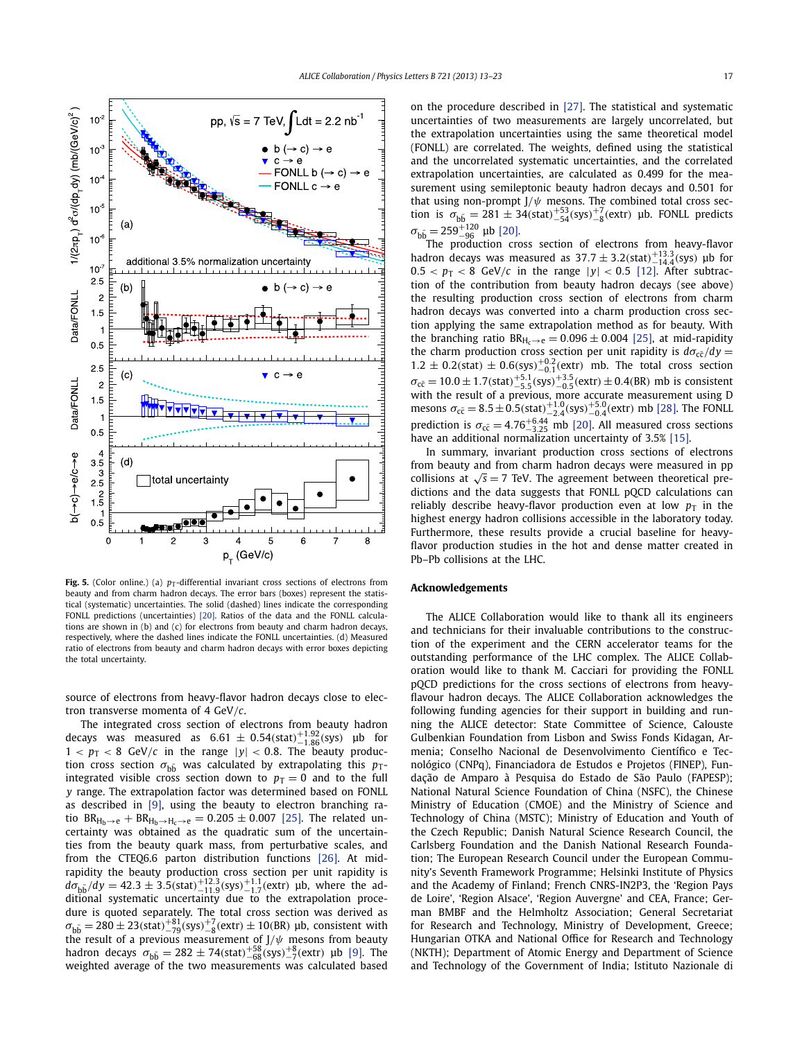**Fig. 5.** (Color online.) (a) $p_T$-differential invariant cross sections of electrons from beauty and from charm hadron decays. The error bars (boxes) represent the statistical (systematic) uncertainties. The solid (dashed) lines indicate the corresponding FONLL predictions (uncertainties) [20]. Ratios of the data and the FONLL calculations are shown in (b) and (c) for electrons from beauty and charm hadron decays, respectively, where the dashed lines indicate the FONLL uncertainties. (d) Measured ratio of electrons from beauty and charm hadron decays with error boxes depicting the total uncertainty.

source of electrons from heavy-flavor hadron decays close to electron transverse momenta of 4 GeV/$c$.

The integrated cross section of electrons from beauty hadron decays was measured as $6.61 \pm 0.54(\text{stat})^{+1.92}_{-1.86}(\text{sys})$ μb for $1 < p_T < 8$ GeV/$c$ in the range $|y| < 0.8$. The beauty production cross section $\sigma_{b\bar{b}}$ was calculated by extrapolating this $p_T$-integrated visible cross section down to $p_T = 0$ and to the full $y$ range. The extrapolation factor was determined based on FONLL as described in [9], using the beauty to electron branching ratio $\text{BR}_{H_b \to e} + \text{BR}_{H_b \to H_c \to e} = 0.205 \pm 0.007$ [25]. The related uncertainty was obtained as the quadratic sum of the uncertainties from the beauty quark mass, from perturbative scales, and from the CTEQ6.6 parton distribution functions [26]. At mid-rapidity the beauty production cross section per unit rapidity is $d\sigma_{b\bar{b}}/dy = 42.3 \pm 3.5(\text{stat})^{+12.3}_{-11.9}(\text{sys})^{+1.1}_{-1.7}(\text{extr})$ μb, where the additional systematic uncertainty due to the extrapolation procedure is quoted separately. The total cross section was derived as $\sigma_{b\bar{b}} = 280 \pm 23(\text{stat})^{+81}_{-79}(\text{sys})^{+7}_{-8}(\text{extr}) \pm 10(\text{BR})$ μb, consistent with the result of a previous measurement of J/$\psi$ mesons from beauty hadron decays $\sigma_{b\bar{b}} = 282 \pm 74(\text{stat})^{+58}_{-68}(\text{sys})^{+8}_{-7}(\text{extr})$ μb [9]. The weighted average of the two measurements was calculated based on the procedure described in [27]. The statistical and systematic uncertainties of two measurements are largely uncorrelated, but the extrapolation uncertainties using the same theoretical model (FONLL) are correlated. The weights, defined using the statistical and the uncorrelated systematic uncertainties, and the correlated extrapolation uncertainties, are calculated as 0.499 for the measurement using semileptonic beauty hadron decays and 0.501 for that using non-prompt J/$\psi$ mesons. The combined total cross section is $\sigma_{b\bar{b}} = 281 \pm 34(\text{stat})^{+53}_{-54}(\text{sys})^{+7}_{-8}(\text{extr})$ μb. FONLL predicts $\sigma_{b\bar{b}} = 259^{+120}_{-96}$ μb [20].

The production cross section of electrons from heavy-flavor hadron decays was measured as $37.7 \pm 3.2(\text{stat})^{+13.3}_{-14.4}(\text{sys})$ μb for $0.5 < p_T < 8$ GeV/$c$ in the range $|y| < 0.5$ [12]. After subtraction of the contribution from beauty hadron decays (see above) the resulting production cross section of electrons from charm hadron decays was converted into a charm production cross section applying the same extrapolation method as for beauty. With the branching ratio $\text{BR}_{H_c \to e} = 0.096 \pm 0.004$ [25], at mid-rapidity the charm production cross section per unit rapidity is $d\sigma_{c\bar{c}}/dy = 1.2 \pm 0.2(\text{stat}) \pm 0.6(\text{sys})^{+0.2}_{-0.1}(\text{extr})$ mb. The total cross section $\sigma_{c\bar{c}} = 10.0 \pm 1.7(\text{stat})^{+5.1}_{-5.5}(\text{sys})^{+3.5}_{-0.5}(\text{extr}) \pm 0.4(\text{BR})$ mb is consistent with the result of a previous, more accurate measurement using D mesons $\sigma_{c\bar{c}} = 8.5 \pm 0.5(\text{stat})^{+1.0}_{-2.4}(\text{sys})^{+5.0}_{-0.4}(\text{extr})$ mb [28]. The FONLL prediction is $\sigma_{c\bar{c}} = 4.76^{+6.44}_{-3.25}$ mb [20]. All measured cross sections have an additional normalization uncertainty of 3.5% [15].

In summary, invariant production cross sections of electrons from beauty and from charm hadron decays were measured in pp collisions at $\sqrt{s} = 7$ TeV. The agreement between theoretical predictions and the data suggests that FONLL pQCD calculations can reliably describe heavy-flavor production even at low $p_T$ in the highest energy hadron collisions accessible in the laboratory today. Furthermore, these results provide a crucial baseline for heavy-flavor production studies in the hot and dense matter created in Pb–Pb collisions at the LHC.

## Acknowledgements

The ALICE Collaboration would like to thank all its engineers and technicians for their invaluable contributions to the construction of the experiment and the CERN accelerator teams for the outstanding performance of the LHC complex. The ALICE Collaboration would like to thank M. Cacciari for providing the FONLL pQCD predictions for the cross sections of electrons from heavy-flavour hadron decays. The ALICE Collaboration acknowledges the following funding agencies for their support in building and running the ALICE detector: State Committee of Science, Calouste Gulbenkian Foundation from Lisbon and Swiss Fonds Kidagan, Armenia; Conselho Nacional de Desenvolvimento Científico e Tecnológico (CNPq), Financiadora de Estudos e Projetos (FINEP), Fundação de Amparo à Pesquisa do Estado de São Paulo (FAPESP); National Natural Science Foundation of China (NSFC), the Chinese Ministry of Education (CMOE) and the Ministry of Science and Technology of China (MSTC); Ministry of Education and Youth of the Czech Republic; Danish Natural Science Research Council, the Carlsberg Foundation and the Danish National Research Foundation; The European Research Council under the European Community's Seventh Framework Programme; Helsinki Institute of Physics and the Academy of Finland; French CNRS-IN2P3, the 'Region Pays de Loire', 'Region Alsace', 'Region Auvergne' and CEA, France; German BMBF and the Helmholtz Association; General Secretariat for Research and Technology, Ministry of Development, Greece; Hungarian OTKA and National Office for Research and Technology (NKTH); Department of Atomic Energy and Department of Science and Technology of the Government of India; Istituto Nazionale di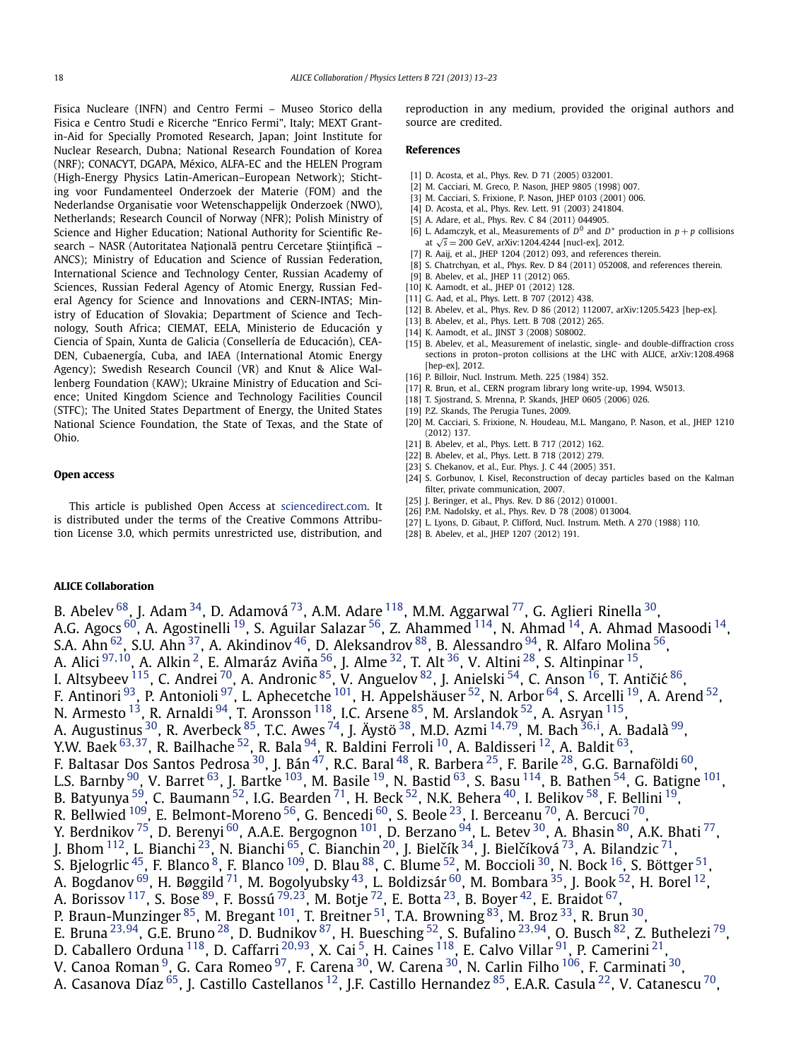Fisica Nucleare (INFN) and Centro Fermi – Museo Storico della Fisica e Centro Studi e Ricerche "Enrico Fermi", Italy; MEXT Grant-in-Aid for Specially Promoted Research, Japan; Joint Institute for Nuclear Research, Dubna; National Research Foundation of Korea (NRF); CONACYT, DGAPA, México, ALFA-EC and the HELEN Program (High-Energy Physics Latin-American–European Network); Stichting voor Fundamenteel Onderzoek der Materie (FOM) and the Nederlandse Organisatie voor Wetenschappelijk Onderzoek (NWO), Netherlands; Research Council of Norway (NFR); Polish Ministry of Science and Higher Education; National Authority for Scientific Research – NASR (Autoritatea Naţională pentru Cercetare Ştiinţifică – ANCS); Ministry of Education and Science of Russian Federation, International Science and Technology Center, Russian Academy of Sciences, Russian Federal Agency of Atomic Energy, Russian Federal Agency for Science and Innovations and CERN-INTAS; Ministry of Education of Slovakia; Department of Science and Technology, South Africa; CIEMAT, EELA, Ministerio de Educación y Ciencia of Spain, Xunta de Galicia (Consellería de Educación), CEADEN, Cubaenergía, Cuba, and IAEA (International Atomic Energy Agency); Swedish Research Council (VR) and Knut & Alice Wallenberg Foundation (KAW); Ukraine Ministry of Education and Science; United Kingdom Science and Technology Facilities Council (STFC); The United States Department of Energy, the United States National Science Foundation, the State of Texas, and the State of Ohio.

### Open access

This article is published Open Access at sciencedirect.com. It is distributed under the terms of the Creative Commons Attribution License 3.0, which permits unrestricted use, distribution, and reproduction in any medium, provided the original authors and source are credited.

### References

[1] D. Acosta, et al., Phys. Rev. D 71 (2005) 032001.
[2] M. Cacciari, M. Greco, P. Nason, JHEP 9805 (1998) 007.
[3] M. Cacciari, S. Frixione, P. Nason, JHEP 0103 (2001) 006.
[4] D. Acosta, et al., Phys. Rev. Lett. 91 (2003) 241804.
[5] A. Adare, et al., Phys. Rev. C 84 (2011) 044905.
[6] L. Adamczyk, et al., Measurements of $D^0$ and $D^*$ production in $p+p$ collisions at $\sqrt{s}=200$ GeV, arXiv:1204.4244 [nucl-ex], 2012.
[7] R. Aaij, et al., JHEP 1204 (2012) 093, and references therein.
[8] S. Chatrchyan, et al., Phys. Rev. D 84 (2011) 052008, and references therein.
[9] B. Abelev, et al., JHEP 11 (2012) 065.
[10] K. Aamodt, et al., JHEP 01 (2012) 128.
[11] G. Aad, et al., Phys. Lett. B 707 (2012) 438.
[12] B. Abelev, et al., Phys. Rev. D 86 (2012) 112007, arXiv:1205.5423 [hep-ex].
[13] B. Abelev, et al., Phys. Lett. B 708 (2012) 265.
[14] K. Aamodt, et al., JINST 3 (2008) S08002.
[15] B. Abelev, et al., Measurement of inelastic, single- and double-diffraction cross sections in proton–proton collisions at the LHC with ALICE, arXiv:1208.4968 [hep-ex], 2012.
[16] P. Billoir, Nucl. Instrum. Meth. 225 (1984) 352.
[17] R. Brun, et al., CERN program library long write-up, 1994, W5013.
[18] T. Sjostrand, S. Mrenna, P. Skands, JHEP 0605 (2006) 026.
[19] P.Z. Skands, The Perugia Tunes, 2009.
[20] M. Cacciari, S. Frixione, N. Houdeau, M.L. Mangano, P. Nason, et al., JHEP 1210 (2012) 137.
[21] B. Abelev, et al., Phys. Lett. B 717 (2012) 162.
[22] B. Abelev, et al., Phys. Lett. B 718 (2012) 279.
[23] S. Chekanov, et al., Eur. Phys. J. C 44 (2005) 351.
[24] S. Gorbunov, I. Kisel, Reconstruction of decay particles based on the Kalman filter, private communication, 2007.
[25] J. Beringer, et al., Phys. Rev. D 86 (2012) 010001.
[26] P.M. Nadolsky, et al., Phys. Rev. D 78 (2008) 013004.
[27] L. Lyons, D. Gibaut, P. Clifford, Nucl. Instrum. Meth. A 270 (1988) 110.
[28] B. Abelev, et al., JHEP 1207 (2012) 191.

### ALICE Collaboration

B. Abelev [68], J. Adam [34], D. Adamová [73], A.M. Adare [118], M.M. Aggarwal [77], G. Aglieri Rinella [30], A.G. Agocs [60], A. Agostinelli [19], S. Aguilar Salazar [56], Z. Ahammed [114], N. Ahmad [14], A. Ahmad Masoodi [14], S.A. Ahn [62], S.U. Ahn [37], A. Akindinov [46], D. Aleksandrov [88], B. Alessandro [94], R. Alfaro Molina [56], A. Alici [97,10], A. Alkin [2], E. Almaráz Aviña [56], J. Alme [32], T. Alt [36], V. Altini [28], S. Altinpinar [15], I. Altsybeev [115], C. Andrei [70], A. Andronic [85], V. Anguelov [82], J. Anielski [54], C. Anson [16], T. Antičić [86], F. Antinori [93], P. Antonioli [97], L. Aphecetche [101], H. Appelshäuser [52], N. Arbor [64], S. Arcelli [19], A. Arend [52], N. Armesto [13], R. Arnaldi [94], T. Aronsson [118], I.C. Arsene [85], M. Arslandok [52], A. Asryan [115], A. Augustinus [30], R. Averbeck [85], T.C. Awes [74], J. Äystö [38], M.D. Azmi [14,79], M. Bach [36,i], A. Badalà [99], Y.W. Baek [63,37], R. Bailhache [52], R. Bala [94], R. Baldini Ferroli [10], A. Baldisseri [12], A. Baldit [63], F. Baltasar Dos Santos Pedrosa [30], J. Bán [47], R.C. Baral [48], R. Barbera [25], F. Barile [28], G.G. Barnaföldi [60], L.S. Barnby [90], V. Barret [63], J. Bartke [103], M. Basile [19], N. Bastid [63], S. Basu [114], B. Bathen [54], G. Batigne [101], B. Batyunya [59], C. Baumann [52], I.G. Bearden [71], H. Beck [52], N.K. Behera [40], I. Belikov [58], F. Bellini [19], R. Bellwied [109], E. Belmont-Moreno [56], G. Bencedi [60], S. Beole [23], I. Berceanu [70], A. Bercuci [70], Y. Berdnikov [75], D. Berenyi [60], A.A.E. Bergognon [101], D. Berzano [94], L. Betev [30], A. Bhasin [80], A.K. Bhati [77], J. Bhom [112], L. Bianchi [23], N. Bianchi [65], C. Bianchin [20], J. Bielčík [34], J. Bielčíková [73], A. Bilandzic [71], S. Bjelogrlic [45], F. Blanco [8], F. Blanco [109], D. Blau [88], C. Blume [52], M. Boccioli [30], N. Bock [16], S. Böttger [51], A. Bogdanov [69], H. Bøggild [71], M. Bogolyubsky [43], L. Boldizsár [60], M. Bombara [35], J. Book [52], H. Borel [12], A. Borissov [117], S. Bose [89], F. Bossú [79,23], M. Botje [72], E. Botta [23], B. Boyer [42], E. Braidot [67], P. Braun-Munzinger [85], M. Bregant [101], T. Breitner [51], T.A. Browning [83], M. Broz [33], R. Brun [30], E. Bruna [23,94], G.E. Bruno [28], D. Budnikov [87], H. Buesching [52], S. Bufalino [23,94], O. Busch [82], Z. Buthelezi [79], D. Caballero Orduna [118], D. Caffarri [20,93], X. Cai [5], H. Caines [118], E. Calvo Villar [91], P. Camerini [21], V. Canoa Roman [9], G. Cara Romeo [97], F. Carena [30], W. Carena [30], N. Carlin Filho [106], F. Carminati [30], A. Casanova Díaz [65], J. Castillo Castellanos [12], J.F. Castillo Hernandez [85], E.A.R. Casula [22], V. Catanescu [70],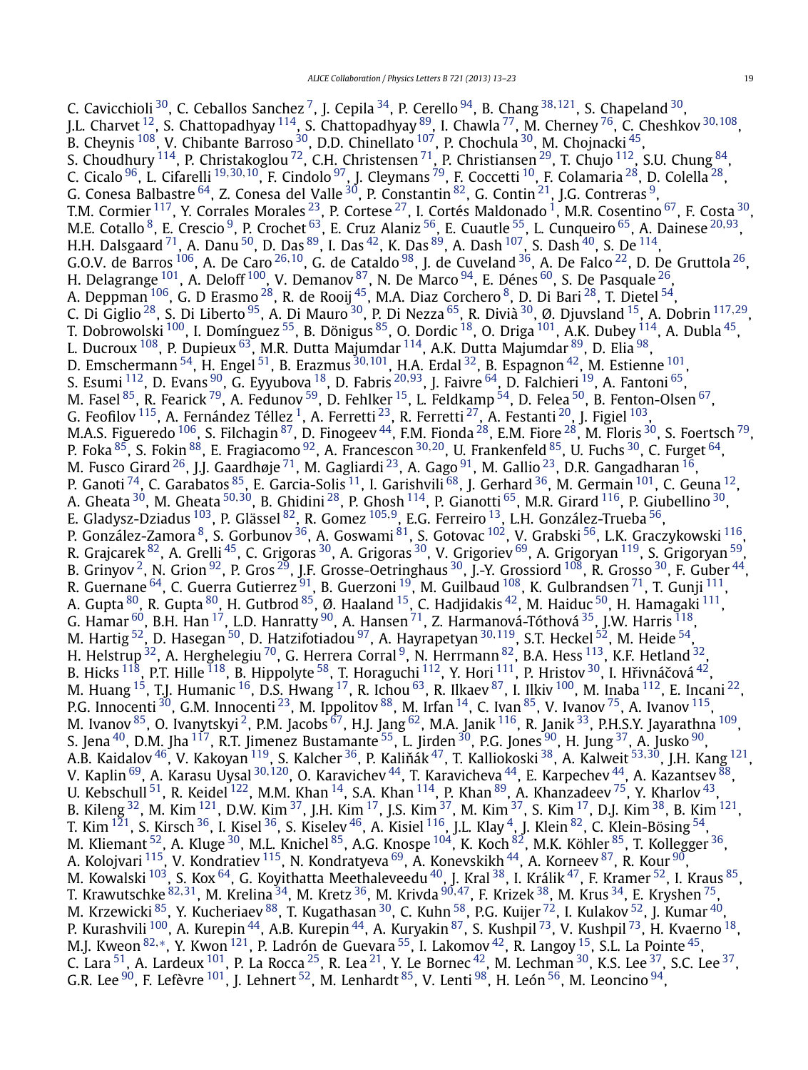C. Cavicchioli [30], C. Ceballos Sanchez [7], J. Cepila [34], P. Cerello [94], B. Chang [38,121], S. Chapeland [30], J.L. Charvet [12], S. Chattopadhyay [114], S. Chattopadhyay [89], I. Chawla [77], M. Cherney [76], C. Cheshkov [30,108], B. Cheynis [108], V. Chibante Barroso [30], D.D. Chinellato [107], P. Chochula [30], M. Chojnacki [45], S. Choudhury [114], P. Christakoglou [72], C.H. Christensen [71], P. Christiansen [29], T. Chujo [112], S.U. Chung [84], C. Cicalo [96], L. Cifarelli [19,30,10], F. Cindolo [97], J. Cleymans [79], F. Coccetti [10], F. Colamaria [28], D. Colella [28], G. Conesa Balbastre [64], Z. Conesa del Valle [30], P. Constantin [82], G. Contin [21], J.G. Contreras [9], T.M. Cormier [117], Y. Corrales Morales [23], P. Cortese [27], I. Cortés Maldonado [1], M.R. Cosentino [67], F. Costa [30], M.E. Cotallo [8], E. Crescio [9], P. Crochet [63], E. Cruz Alaniz [56], E. Cuautle [55], L. Cunqueiro [65], A. Dainese [20,93], H.H. Dalsgaard [71], A. Danu [50], D. Das [89], I. Das [42], K. Das [89], A. Dash [107], S. Dash [40], S. De [114], G.O.V. de Barros [106], A. De Caro [26,10], G. de Cataldo [98], J. de Cuveland [36], A. De Falco [22], D. De Gruttola [26], H. Delagrange [101], A. Deloff [100], V. Demanov [87], N. De Marco [94], E. Dénes [60], S. De Pasquale [26], A. Deppman [106], G. D Erasmo [28], R. de Rooij [45], M.A. Diaz Corchero [8], D. Di Bari [28], T. Dietel [54], C. Di Giglio [28], S. Di Liberto [95], A. Di Mauro [30], P. Di Nezza [65], R. Divià [30], Ø. Djuvsland [15], A. Dobrin [117,29], T. Dobrowolski [100], I. Domínguez [55], B. Dönigus [85], O. Dordic [18], O. Driga [101], A.K. Dubey [114], A. Dubla [45], L. Ducroux [108], P. Dupieux [63], M.R. Dutta Majumdar [114], A.K. Dutta Majumdar [89], D. Elia [98], D. Emschermann [54], H. Engel [51], B. Erazmus [30,101], H.A. Erdal [32], B. Espagnon [42], M. Estienne [101], S. Esumi [112], D. Evans [90], G. Eyyubova [18], D. Fabris [20,93], J. Faivre [64], D. Falchieri [19], A. Fantoni [65], M. Fasel [85], R. Fearick [79], A. Fedunov [59], D. Fehlker [15], L. Feldkamp [54], D. Felea [50], B. Fenton-Olsen [67], G. Feofilov [115], A. Fernández Téllez [1], A. Ferretti [23], R. Ferretti [27], A. Festanti [20], J. Figiel [103], M.A.S. Figueredo [106], S. Filchagin [87], D. Finogeev [44], F.M. Fionda [28], E.M. Fiore [28], M. Floris [30], S. Foertsch [79], P. Foka [85], S. Fokin [88], E. Fragiacomo [92], A. Francescon [30,20], U. Frankenfeld [85], U. Fuchs [30], C. Furget [64], M. Fusco Girard [26], J.J. Gaardhøje [71], M. Gagliardi [23], A. Gago [91], M. Gallio [23], D.R. Gangadharan [16], P. Ganoti [74], C. Garabatos [85], E. Garcia-Solis [11], I. Garishvili [68], J. Gerhard [36], M. Germain [101], C. Geuna [12], A. Gheata [30], M. Gheata [50,30], B. Ghidini [28], P. Ghosh [114], P. Gianotti [65], M.R. Girard [116], P. Giubellino [30], E. Gladysz-Dziadus [103], P. Glässel [82], R. Gomez [105,9], E.G. Ferreiro [13], L.H. González-Trueba [56], P. González-Zamora [8], S. Gorbunov [36], A. Goswami [81], S. Gotovac [102], V. Grabski [56], L.K. Graczykowski [116], R. Grajcarek [82], A. Grelli [45], C. Grigoras [30], A. Grigoras [30], V. Grigoriev [69], A. Grigoryan [119], S. Grigoryan [59], B. Grinyov [2], N. Grion [92], P. Gros [29], J.F. Grosse-Oetringhaus [30], J.-Y. Grossiord [108], R. Grosso [30], F. Guber [44], R. Guernane [64], C. Guerra Gutierrez [91], B. Guerzoni [19], M. Guilbaud [108], K. Gulbrandsen [71], T. Gunji [111], A. Gupta [80], R. Gupta [80], H. Gutbrod [85], Ø. Haaland [15], C. Hadjidakis [42], M. Haiduc [50], H. Hamagaki [111], G. Hamar [60], B.H. Han [17], L.D. Hanratty [90], A. Hansen [71], Z. Harmanová-Tóthová [35], J.W. Harris [118], M. Hartig [52], D. Hasegan [50], D. Hatzifotiadou [97], A. Hayrapetyan [30,119], S.T. Heckel [52], M. Heide [54], H. Helstrup [32], A. Herghelegiu [70], G. Herrera Corral [9], N. Herrmann [82], B.A. Hess [113], K.F. Hetland [32], B. Hicks [118], P.T. Hille [118], B. Hippolyte [58], T. Horaguchi [112], Y. Hori [111], P. Hristov [30], I. Hřivnáčová [42], M. Huang [15], T.J. Humanic [16], D.S. Hwang [17], R. Ichou [63], R. Ilkaev [87], I. Ilkiv [100], M. Inaba [112], E. Incani [22], P.G. Innocenti [30], G.M. Innocenti [23], M. Ippolitov [88], M. Irfan [14], C. Ivan [85], V. Ivanov [75], A. Ivanov [115], M. Ivanov [85], O. Ivanytskyi [2], P.M. Jacobs [67], H.J. Jang [62], M.A. Janik [116], R. Janik [33], P.H.S.Y. Jayarathna [109], S. Jena [40], D.M. Jha [117], R.T. Jimenez Bustamante [55], L. Jirden [30], P.G. Jones [90], H. Jung [37], A. Jusko [90], A.B. Kaidalov [46], V. Kakoyan [119], S. Kalcher [36], P. Kaliňák [47], T. Kalliokoski [38], A. Kalweit [53,30], J.H. Kang [121], V. Kaplin [69], A. Karasu Uysal [30,120], O. Karavichev [44], T. Karavicheva [44], E. Karpechev [44], A. Kazantsev [88], U. Kebschull [51], R. Keidel [122], M.M. Khan [14], S.A. Khan [114], P. Khan [89], A. Khanzadeev [75], Y. Kharlov [43], B. Kileng [32], M. Kim [121], D.W. Kim [37], J.H. Kim [17], J.S. Kim [37], M. Kim [37], S. Kim [17], D.J. Kim [38], B. Kim [121], T. Kim [121], S. Kirsch [36], I. Kisel [36], S. Kiselev [46], A. Kisiel [116], J.L. Klay [4], J. Klein [82], C. Klein-Bösing [54], M. Kliemant [52], A. Kluge [30], M.L. Knichel [85], A.G. Knospe [104], K. Koch [82], M.K. Köhler [85], T. Kollegger [36], A. Kolojvari [115], V. Kondratiev [115], N. Kondratyeva [69], A. Konevskikh [44], A. Korneev [87], R. Kour [90], M. Kowalski [103], S. Kox [64], G. Koyithatta Meethaleveedu [40], J. Kral [38], I. Králik [47], F. Kramer [52], I. Kraus [85], T. Krawutschke [82,31], M. Krelina [34], M. Kretz [36], M. Krivda [90,47], F. Krizek [38], M. Krus [34], E. Kryshen [75], M. Krzewicki [85], Y. Kucheriaev [88], T. Kugathasan [30], C. Kuhn [58], P.G. Kuijer [72], I. Kulakov [52], J. Kumar [40], P. Kurashvili [100], A. Kurepin [44], A.B. Kurepin [44], A. Kuryakin [87], S. Kushpil [73], V. Kushpil [73], H. Kvaerno [18], M.J. Kweon [82,*], Y. Kwon [121], P. Ladrón de Guevara [55], I. Lakomov [42], R. Langoy [15], S.L. La Pointe [45], C. Lara [51], A. Lardeux [101], P. La Rocca [25], R. Lea [21], Y. Le Bornec [42], M. Lechman [30], K.S. Lee [37], S.C. Lee [37], G.R. Lee [90], F. Lefèvre [101], J. Lehnert [52], M. Lenhardt [85], V. Lenti [98], H. León [56], M. Leoncino [94],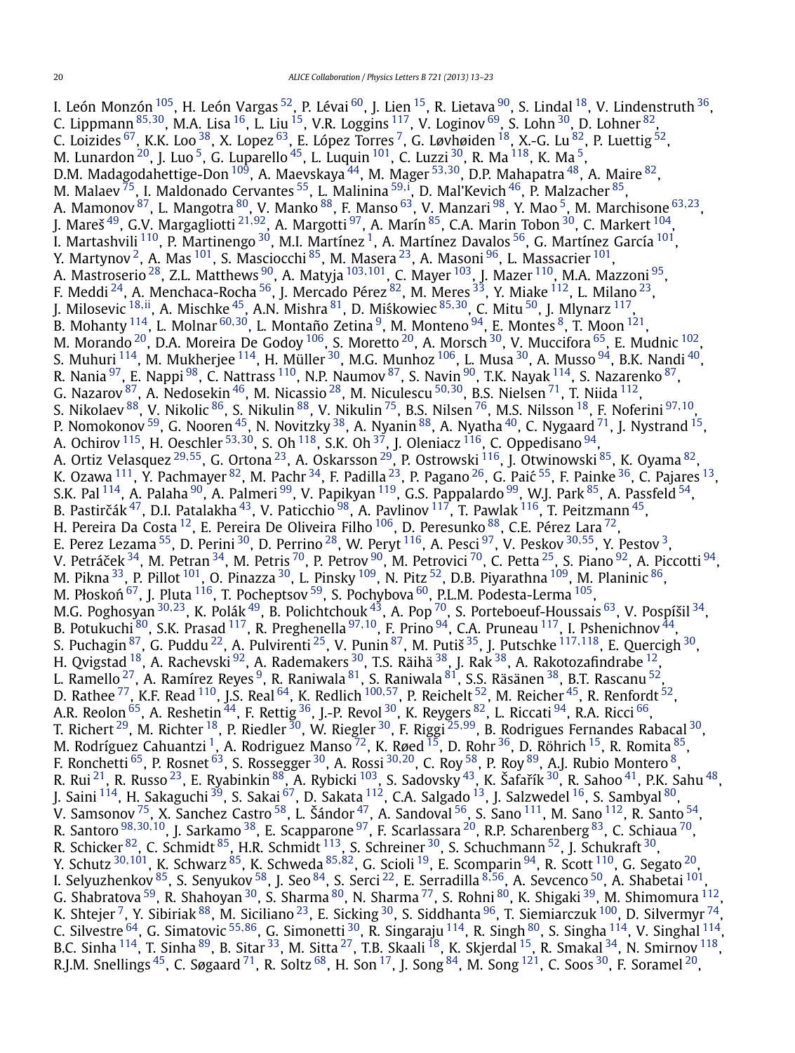I. León Monzón [105], H. León Vargas [52], P. Lévai [60], J. Lien [15], R. Lietava [90], S. Lindal [18], V. Lindenstruth [36], C. Lippmann [85,30], M.A. Lisa [16], L. Liu [15], V.R. Loggins [117], V. Loginov [69], S. Lohn [30], D. Lohner [82], C. Loizides [67], K.K. Loo [38], X. Lopez [63], E. López Torres [7], G. Løvhøiden [18], X.-G. Lu [82], P. Luettig [52], M. Lunardon [20], J. Luo [5], G. Luparello [45], L. Luquin [101], C. Luzzi [30], R. Ma [118], K. Ma [5], D.M. Madagodahettige-Don [109], A. Maevskaya [44], M. Mager [53,30], D.P. Mahapatra [48], A. Maire [82], M. Malaev [75], I. Maldonado Cervantes [55], L. Malinina [59,i], D. Mal'Kevich [46], P. Malzacher [85], A. Mamonov [87], L. Mangotra [80], V. Manko [88], F. Manso [63], V. Manzari [98], Y. Mao [5], M. Marchisone [63,23], J. Mareš [49], G.V. Margagliotti [21,92], A. Margotti [97], A. Marín [85], C.A. Marin Tobon [30], C. Markert [104], I. Martashvili [110], P. Martinengo [30], M.I. Martínez [1], A. Martínez Davalos [56], G. Martínez García [101], Y. Martynov [2], A. Mas [101], S. Masciocchi [85], M. Masera [23], A. Masoni [96], L. Massacrier [101], A. Mastroserio [28], Z.L. Matthews [90], A. Matyja [103,101], C. Mayer [103], J. Mazer [110], M.A. Mazzoni [95], F. Meddi [24], A. Menchaca-Rocha [56], J. Mercado Pérez [82], M. Meres [33], Y. Miake [112], L. Milano [23], J. Milosevic [18,ii], A. Mischke [45], A.N. Mishra [81], D. Miśkowiec [85,30], C. Mitu [50], J. Mlynarz [117], B. Mohanty [114], L. Molnar [60,30], L. Montaño Zetina [9], M. Monteno [94], E. Montes [8], T. Moon [121], M. Morando [20], D.A. Moreira De Godoy [106], S. Moretto [20], A. Morsch [30], V. Muccifora [65], E. Mudnic [102], S. Muhuri [114], M. Mukherjee [114], H. Müller [30], M.G. Munhoz [106], L. Musa [30], A. Musso [94], B.K. Nandi [40], R. Nania [97], E. Nappi [98], C. Nattrass [110], N.P. Naumov [87], S. Navin [90], T.K. Nayak [114], S. Nazarenko [87], G. Nazarov [87], A. Nedosekin [46], M. Nicassio [28], M. Niculescu [50,30], B.S. Nielsen [71], T. Niida [112], S. Nikolaev [88], V. Nikolic [86], S. Nikulin [88], V. Nikulin [75], B.S. Nilsen [76], M.S. Nilsson [18], F. Noferini [97,10], P. Nomokonov [59], G. Nooren [45], N. Novitzky [38], A. Nyanin [88], A. Nyatha [40], C. Nygaard [71], J. Nystrand [15], A. Ochirov [115], H. Oeschler [53,30], S. Oh [118], S.K. Oh [37], J. Oleniacz [116], C. Oppedisano [94], A. Ortiz Velasquez [29,55], G. Ortona [23], A. Oskarsson [29], P. Ostrowski [116], J. Otwinowski [85], K. Oyama [82], K. Ozawa [111], Y. Pachmayer [82], M. Pachr [34], F. Padilla [23], P. Pagano [26], G. Paić [55], F. Painke [36], C. Pajares [13], S.K. Pal [114], A. Palaha [90], A. Palmeri [99], V. Papikyan [119], G.S. Pappalardo [99], W.J. Park [85], A. Passfeld [54], B. Pastirčák [47], D.I. Patalakha [43], V. Paticchio [98], A. Pavlinov [117], T. Pawlak [116], T. Peitzmann [45], H. Pereira Da Costa [12], E. Pereira De Oliveira Filho [106], D. Peresunko [88], C.E. Pérez Lara [72], E. Perez Lezama [55], D. Perini [30], D. Perrino [28], W. Peryt [116], A. Pesci [97], V. Peskov [30,55], Y. Pestov [3], V. Petráček [34], M. Petran [34], M. Petris [70], P. Petrov [90], M. Petrovici [70], C. Petta [25], S. Piano [92], A. Piccotti [94], M. Pikna [33], P. Pillot [101], O. Pinazza [30], L. Pinsky [109], N. Pitz [52], D.B. Piyarathna [109], M. Planinic [86], M. Płoskoń [67], J. Pluta [116], T. Pocheptsov [59], S. Pochybova [60], P.L.M. Podesta-Lerma [105], M.G. Poghosyan [30,23], K. Polák [49], B. Polichtchouk [43], A. Pop [70], S. Porteboeuf-Houssais [63], V. Pospíšil [34], B. Potukuchi [80], S.K. Prasad [117], R. Preghenella [97,10], F. Prino [94], C.A. Pruneau [117], I. Pshenichnov [44], S. Puchagin [87], G. Puddu [22], A. Pulvirenti [25], V. Punin [87], M. Putiš [35], J. Putschke [117,118], E. Quercigh [30], H. Qvigstad [18], A. Rachevski [92], A. Rademakers [30], T.S. Räihä [38], J. Rak [38], A. Rakotozafindrabe [12], L. Ramello [27], A. Ramírez Reyes [9], R. Raniwala [81], S. Raniwala [81], S.S. Räsänen [38], B.T. Rascanu [52], D. Rathee [77], K.F. Read [110], J.S. Real [64], K. Redlich [100,57], P. Reichelt [52], M. Reicher [45], R. Renfordt [52], A.R. Reolon [65], A. Reshetin [44], F. Rettig [36], J.-P. Revol [30], K. Reygers [82], L. Riccati [94], R.A. Ricci [66], T. Richert [29], M. Richter [18], P. Riedler [30], W. Riegler [30], F. Riggi [25,99], B. Rodrigues Fernandes Rabacal [30], M. Rodríguez Cahuantzi [1], A. Rodriguez Manso [72], K. Røed [15], D. Rohr [36], D. Röhrich [15], R. Romita [85], F. Ronchetti [65], P. Rosnet [63], S. Rossegger [30], A. Rossi [30,20], C. Roy [58], P. Roy [89], A.J. Rubio Montero [8], R. Rui [21], R. Russo [23], E. Ryabinkin [88], A. Rybicki [103], S. Sadovsky [43], K. Šafařík [30], R. Sahoo [41], P.K. Sahu [48], J. Saini [114], H. Sakaguchi [39], S. Sakai [67], D. Sakata [112], C.A. Salgado [13], J. Salzwedel [16], S. Sambyal [80], V. Samsonov [75], X. Sanchez Castro [58], L. Šándor [47], A. Sandoval [56], S. Sano [111], M. Sano [112], R. Santo [54], R. Santoro [98,30,10], J. Sarkamo [38], E. Scapparone [97], F. Scarlassara [20], R.P. Scharenberg [83], C. Schiaua [70], R. Schicker [82], C. Schmidt [85], H.R. Schmidt [113], S. Schreiner [30], S. Schuchmann [52], J. Schukraft [30], Y. Schutz [30,101], K. Schwarz [85], K. Schweda [85,82], G. Scioli [19], E. Scomparin [94], R. Scott [110], G. Segato [20], I. Selyuzhenkov [85], S. Senyukov [58], J. Seo [84], S. Serci [22], E. Serradilla [8,56], A. Sevcenco [50], A. Shabetai [101], G. Shabratova [59], R. Shahoyan [30], S. Sharma [80], N. Sharma [77], S. Rohni [80], K. Shigaki [39], M. Shimomura [112], K. Shtejer [7], Y. Sibiriak [88], M. Siciliano [23], E. Sicking [30], S. Siddhanta [96], T. Siemiarczuk [100], D. Silvermyr [74], C. Silvestre [64], G. Simatovic [55,86], G. Simonetti [30], R. Singaraju [114], R. Singh [80], S. Singha [114], V. Singhal [114], B.C. Sinha [114], T. Sinha [89], B. Sitar [33], M. Sitta [27], T.B. Skaali [18], K. Skjerdal [15], R. Smakal [34], N. Smirnov [118], R.J.M. Snellings [45], C. Søgaard [71], R. Soltz [68], H. Son [17], J. Song [84], M. Song [121], C. Soos [30], F. Soramel [20],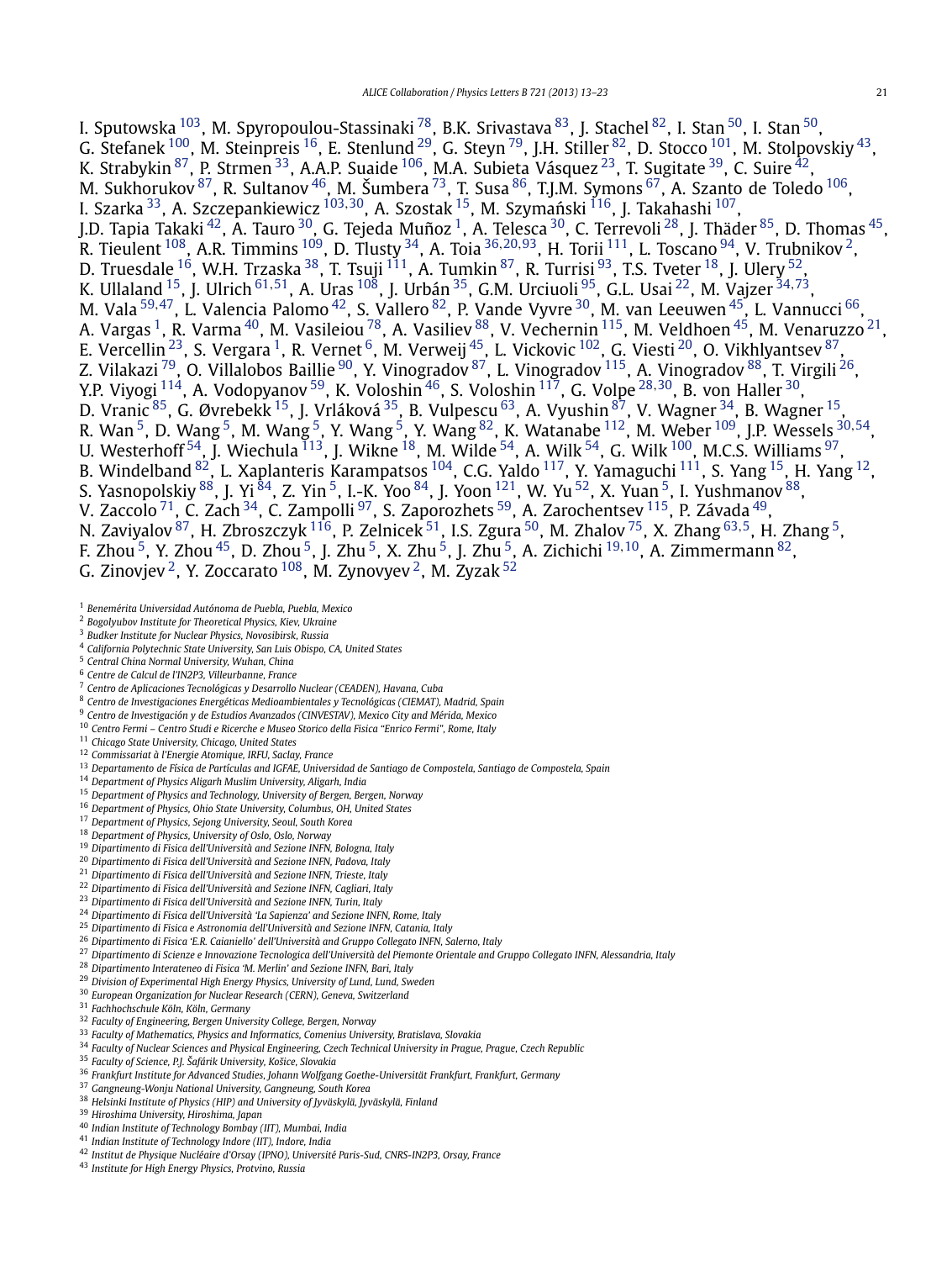I. Sputowska [103], M. Spyropoulou-Stassinaki [78], B.K. Srivastava [83], J. Stachel [82], I. Stan [50], I. Stan [50], G. Stefanek [100], M. Steinpreis [16], E. Stenlund [29], G. Steyn [79], J.H. Stiller [82], D. Stocco [101], M. Stolpovskiy [43], K. Strabykin [87], P. Strmen [33], A.A.P. Suaide [106], M.A. Subieta Vásquez [23], T. Sugitate [39], C. Suire [42], M. Sukhorukov [87], R. Sultanov [46], M. Šumbera [73], T. Susa [86], T.J.M. Symons [67], A. Szanto de Toledo [106], I. Szarka [33], A. Szczepankiewicz [103,30], A. Szostak [15], M. Szymański [116], J. Takahashi [107], J.D. Tapia Takaki [42], A. Tauro [30], G. Tejeda Muñoz [1], A. Telesca [30], C. Terrevoli [28], J. Thäder [85], D. Thomas [45], R. Tieulent [108], A.R. Timmins [109], D. Tlusty [34], A. Toia [36,20,93], H. Torii [111], L. Toscano [94], V. Trubnikov [2], D. Truesdale [16], W.H. Trzaska [38], T. Tsuji [111], A. Tumkin [87], R. Turrisi [93], T.S. Tveter [18], J. Ulery [52], K. Ullaland [15], J. Ulrich [61,51], A. Uras [108], J. Urbán [35], G.M. Urciuoli [95], G.L. Usai [22], M. Vajzer [34,73], M. Vala [59,47], L. Valencia Palomo [42], S. Vallero [82], P. Vande Vyvre [30], M. van Leeuwen [45], L. Vannucci [66], A. Vargas [1], R. Varma [40], M. Vasileiou [78], A. Vasiliev [88], V. Vechernin [115], M. Veldhoen [45], M. Venaruzzo [21], E. Vercellin [23], S. Vergara [1], R. Vernet [6], M. Verweij [45], L. Vickovic [102], G. Viesti [20], O. Vikhlyantsev [87], Z. Vilakazi [79], O. Villalobos Baillie [90], Y. Vinogradov [87], L. Vinogradov [115], A. Vinogradov [88], T. Virgili [26], Y.P. Viyogi [114], A. Vodopyanov [59], K. Voloshin [46], S. Voloshin [117], G. Volpe [28,30], B. von Haller [30], D. Vranic [85], G. Øvrebekk [15], J. Vrláková [35], B. Vulpescu [63], A. Vyushin [87], V. Wagner [34], B. Wagner [15], R. Wan [5], D. Wang [5], M. Wang [5], Y. Wang [5], Y. Wang [82], K. Watanabe [112], M. Weber [109], J.P. Wessels [30,54], U. Westerhoff [54], J. Wiechula [113], J. Wikne [18], M. Wilde [54], A. Wilk [54], G. Wilk [100], M.C.S. Williams [97], B. Windelband [82], L. Xaplanteris Karampatsos [104], C.G. Yaldo [117], Y. Yamaguchi [111], S. Yang [15], H. Yang [12], S. Yasnopolskiy [88], J. Yi [84], Z. Yin [5], I.-K. Yoo [84], J. Yoon [121], W. Yu [52], X. Yuan [5], I. Yushmanov [88], V. Zaccolo [71], C. Zach [34], C. Zampolli [97], S. Zaporozhets [59], A. Zarochentsev [115], P. Závada [49], N. Zaviyalov [87], H. Zbroszczyk [116], P. Zelnicek [51], I.S. Zgura [50], M. Zhalov [75], X. Zhang [63,5], H. Zhang [5], F. Zhou [5], Y. Zhou [45], D. Zhou [5], J. Zhu [5], X. Zhu [5], J. Zhu [5], A. Zichichi [19,10], A. Zimmermann [82], G. Zinovjev [2], Y. Zoccarato [108], M. Zynovyev [2], M. Zyzak [52]

[1] *Benemérita Universidad Autónoma de Puebla, Puebla, Mexico*
[2] *Bogolyubov Institute for Theoretical Physics, Kiev, Ukraine*
[3] *Budker Institute for Nuclear Physics, Novosibirsk, Russia*
[4] *California Polytechnic State University, San Luis Obispo, CA, United States*
[5] *Central China Normal University, Wuhan, China*
[6] *Centre de Calcul de l'IN2P3, Villeurbanne, France*
[7] *Centro de Aplicaciones Tecnológicas y Desarrollo Nuclear (CEADEN), Havana, Cuba*
[8] *Centro de Investigaciones Energéticas Medioambientales y Tecnológicas (CIEMAT), Madrid, Spain*
[9] *Centro de Investigación y de Estudios Avanzados (CINVESTAV), Mexico City and Mérida, Mexico*
[10] *Centro Fermi – Centro Studi e Ricerche e Museo Storico della Fisica "Enrico Fermi", Rome, Italy*
[11] *Chicago State University, Chicago, United States*
[12] *Commissariat à l'Energie Atomique, IRFU, Saclay, France*
[13] *Departamento de Física de Partículas and IGFAE, Universidad de Santiago de Compostela, Santiago de Compostela, Spain*
[14] *Department of Physics Aligarh Muslim University, Aligarh, India*
[15] *Department of Physics and Technology, University of Bergen, Bergen, Norway*
[16] *Department of Physics, Ohio State University, Columbus, OH, United States*
[17] *Department of Physics, Sejong University, Seoul, South Korea*
[18] *Department of Physics, University of Oslo, Oslo, Norway*
[19] *Dipartimento di Fisica dell'Università and Sezione INFN, Bologna, Italy*
[20] *Dipartimento di Fisica dell'Università and Sezione INFN, Padova, Italy*
[21] *Dipartimento di Fisica dell'Università and Sezione INFN, Trieste, Italy*
[22] *Dipartimento di Fisica dell'Università and Sezione INFN, Cagliari, Italy*
[23] *Dipartimento di Fisica dell'Università and Sezione INFN, Turin, Italy*
[24] *Dipartimento di Fisica dell'Università 'La Sapienza' and Sezione INFN, Rome, Italy*
[25] *Dipartimento di Fisica e Astronomia dell'Università and Sezione INFN, Catania, Italy*
[26] *Dipartimento di Fisica 'E.R. Caianiello' dell'Università and Gruppo Collegato INFN, Salerno, Italy*
[27] *Dipartimento di Scienze e Innovazione Tecnologica dell'Università del Piemonte Orientale and Gruppo Collegato INFN, Alessandria, Italy*
[28] *Dipartimento Interateneo di Fisica 'M. Merlin' and Sezione INFN, Bari, Italy*
[29] *Division of Experimental High Energy Physics, University of Lund, Lund, Sweden*
[30] *European Organization for Nuclear Research (CERN), Geneva, Switzerland*
[31] *Fachhochschule Köln, Köln, Germany*
[32] *Faculty of Engineering, Bergen University College, Bergen, Norway*
[33] *Faculty of Mathematics, Physics and Informatics, Comenius University, Bratislava, Slovakia*
[34] *Faculty of Nuclear Sciences and Physical Engineering, Czech Technical University in Prague, Prague, Czech Republic*
[35] *Faculty of Science, P.J. Šafárik University, Košice, Slovakia*
[36] *Frankfurt Institute for Advanced Studies, Johann Wolfgang Goethe-Universität Frankfurt, Frankfurt, Germany*
[37] *Gangneung-Wonju National University, Gangneung, South Korea*
[38] *Helsinki Institute of Physics (HIP) and University of Jyväskylä, Jyväskylä, Finland*
[39] *Hiroshima University, Hiroshima, Japan*
[40] *Indian Institute of Technology Bombay (IIT), Mumbai, India*
[41] *Indian Institute of Technology Indore (IIT), Indore, India*
[42] *Institut de Physique Nucléaire d'Orsay (IPNO), Université Paris-Sud, CNRS-IN2P3, Orsay, France*
[43] *Institute for High Energy Physics, Protvino, Russia*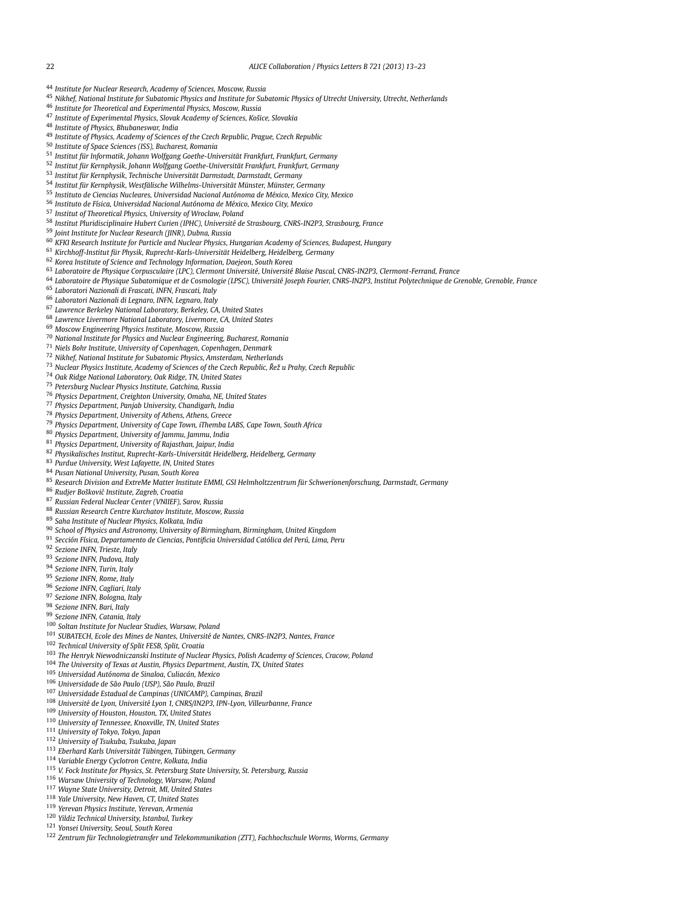[44] Institute for Nuclear Research, Academy of Sciences, Moscow, Russia
[45] Nikhef, National Institute for Subatomic Physics and Institute for Subatomic Physics of Utrecht University, Utrecht, Netherlands
[46] Institute for Theoretical and Experimental Physics, Moscow, Russia
[47] Institute of Experimental Physics, Slovak Academy of Sciences, Košice, Slovakia
[48] Institute of Physics, Bhubaneswar, India
[49] Institute of Physics, Academy of Sciences of the Czech Republic, Prague, Czech Republic
[50] Institute of Space Sciences (ISS), Bucharest, Romania
[51] Institut für Informatik, Johann Wolfgang Goethe-Universität Frankfurt, Frankfurt, Germany
[52] Institut für Kernphysik, Johann Wolfgang Goethe-Universität Frankfurt, Frankfurt, Germany
[53] Institut für Kernphysik, Technische Universität Darmstadt, Darmstadt, Germany
[54] Institut für Kernphysik, Westfälische Wilhelms-Universität Münster, Münster, Germany
[55] Instituto de Ciencias Nucleares, Universidad Nacional Autónoma de México, Mexico City, Mexico
[56] Instituto de Física, Universidad Nacional Autónoma de México, Mexico City, Mexico
[57] Institut of Theoretical Physics, University of Wroclaw, Poland
[58] Institut Pluridisciplinaire Hubert Curien (IPHC), Université de Strasbourg, CNRS-IN2P3, Strasbourg, France
[59] Joint Institute for Nuclear Research (JINR), Dubna, Russia
[60] KFKI Research Institute for Particle and Nuclear Physics, Hungarian Academy of Sciences, Budapest, Hungary
[61] Kirchhoff-Institut für Physik, Ruprecht-Karls-Universität Heidelberg, Heidelberg, Germany
[62] Korea Institute of Science and Technology Information, Daejeon, South Korea
[63] Laboratoire de Physique Corpusculaire (LPC), Clermont Université, Université Blaise Pascal, CNRS-IN2P3, Clermont-Ferrand, France
[64] Laboratoire de Physique Subatomique et de Cosmologie (LPSC), Université Joseph Fourier, CNRS-IN2P3, Institut Polytechnique de Grenoble, Grenoble, France
[65] Laboratori Nazionali di Frascati, INFN, Frascati, Italy
[66] Laboratori Nazionali di Legnaro, INFN, Legnaro, Italy
[67] Lawrence Berkeley National Laboratory, Berkeley, CA, United States
[68] Lawrence Livermore National Laboratory, Livermore, CA, United States
[69] Moscow Engineering Physics Institute, Moscow, Russia
[70] National Institute for Physics and Nuclear Engineering, Bucharest, Romania
[71] Niels Bohr Institute, University of Copenhagen, Copenhagen, Denmark
[72] Nikhef, National Institute for Subatomic Physics, Amsterdam, Netherlands
[73] Nuclear Physics Institute, Academy of Sciences of the Czech Republic, Řež u Prahy, Czech Republic
[74] Oak Ridge National Laboratory, Oak Ridge, TN, United States
[75] Petersburg Nuclear Physics Institute, Gatchina, Russia
[76] Physics Department, Creighton University, Omaha, NE, United States
[77] Physics Department, Panjab University, Chandigarh, India
[78] Physics Department, University of Athens, Athens, Greece
[79] Physics Department, University of Cape Town, iThemba LABS, Cape Town, South Africa
[80] Physics Department, University of Jammu, Jammu, India
[81] Physics Department, University of Rajasthan, Jaipur, India
[82] Physikalisches Institut, Ruprecht-Karls-Universität Heidelberg, Heidelberg, Germany
[83] Purdue University, West Lafayette, IN, United States
[84] Pusan National University, Pusan, South Korea
[85] Research Division and ExtreMe Matter Institute EMMI, GSI Helmholtzzentrum für Schwerionenforschung, Darmstadt, Germany
[86] Rudjer Bošković Institute, Zagreb, Croatia
[87] Russian Federal Nuclear Center (VNIIEF), Sarov, Russia
[88] Russian Research Centre Kurchatov Institute, Moscow, Russia
[89] Saha Institute of Nuclear Physics, Kolkata, India
[90] School of Physics and Astronomy, University of Birmingham, Birmingham, United Kingdom
[91] Sección Física, Departamento de Ciencias, Pontificia Universidad Católica del Perú, Lima, Peru
[92] Sezione INFN, Trieste, Italy
[93] Sezione INFN, Padova, Italy
[94] Sezione INFN, Turin, Italy
[95] Sezione INFN, Rome, Italy
[96] Sezione INFN, Cagliari, Italy
[97] Sezione INFN, Bologna, Italy
[98] Sezione INFN, Bari, Italy
[99] Sezione INFN, Catania, Italy
[100] Soltan Institute for Nuclear Studies, Warsaw, Poland
[101] SUBATECH, Ecole des Mines de Nantes, Université de Nantes, CNRS-IN2P3, Nantes, France
[102] Technical University of Split FESB, Split, Croatia
[103] The Henryk Niewodniczanski Institute of Nuclear Physics, Polish Academy of Sciences, Cracow, Poland
[104] The University of Texas at Austin, Physics Department, Austin, TX, United States
[105] Universidad Autónoma de Sinaloa, Culiacán, Mexico
[106] Universidade de São Paulo (USP), São Paulo, Brazil
[107] Universidade Estadual de Campinas (UNICAMP), Campinas, Brazil
[108] Université de Lyon, Université Lyon 1, CNRS/IN2P3, IPN-Lyon, Villeurbanne, France
[109] University of Houston, Houston, TX, United States
[110] University of Tennessee, Knoxville, TN, United States
[111] University of Tokyo, Tokyo, Japan
[112] University of Tsukuba, Tsukuba, Japan
[113] Eberhard Karls Universität Tübingen, Tübingen, Germany
[114] Variable Energy Cyclotron Centre, Kolkata, India
[115] V. Fock Institute for Physics, St. Petersburg State University, St. Petersburg, Russia
[116] Warsaw University of Technology, Warsaw, Poland
[117] Wayne State University, Detroit, MI, United States
[118] Yale University, New Haven, CT, United States
[119] Yerevan Physics Institute, Yerevan, Armenia
[120] Yildiz Technical University, Istanbul, Turkey
[121] Yonsei University, Seoul, South Korea
[122] Zentrum für Technologietransfer und Telekommunikation (ZTT), Fachhochschule Worms, Worms, Germany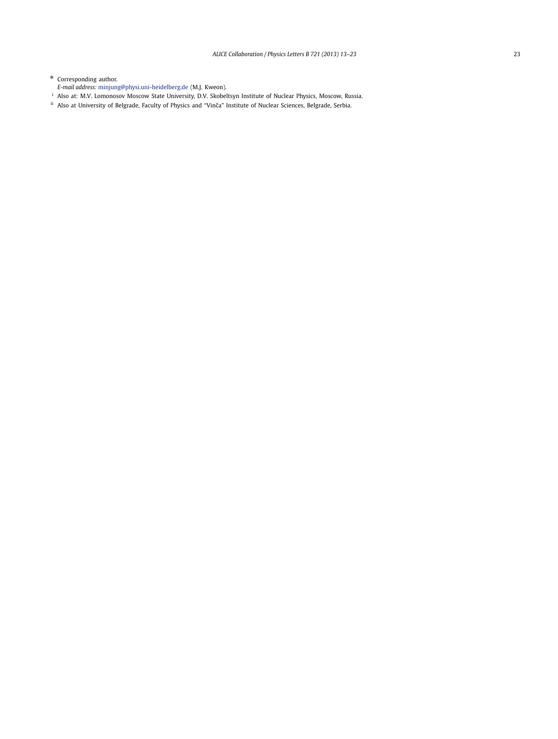* Corresponding author.
*E-mail address:* minjung@physi.uni-heidelberg.de (M.J. Kweon).

[i] Also at: M.V. Lomonosov Moscow State University, D.V. Skobeltsyn Institute of Nuclear Physics, Moscow, Russia.

[ii] Also at University of Belgrade, Faculty of Physics and "Vinča" Institute of Nuclear Sciences, Belgrade, Serbia.